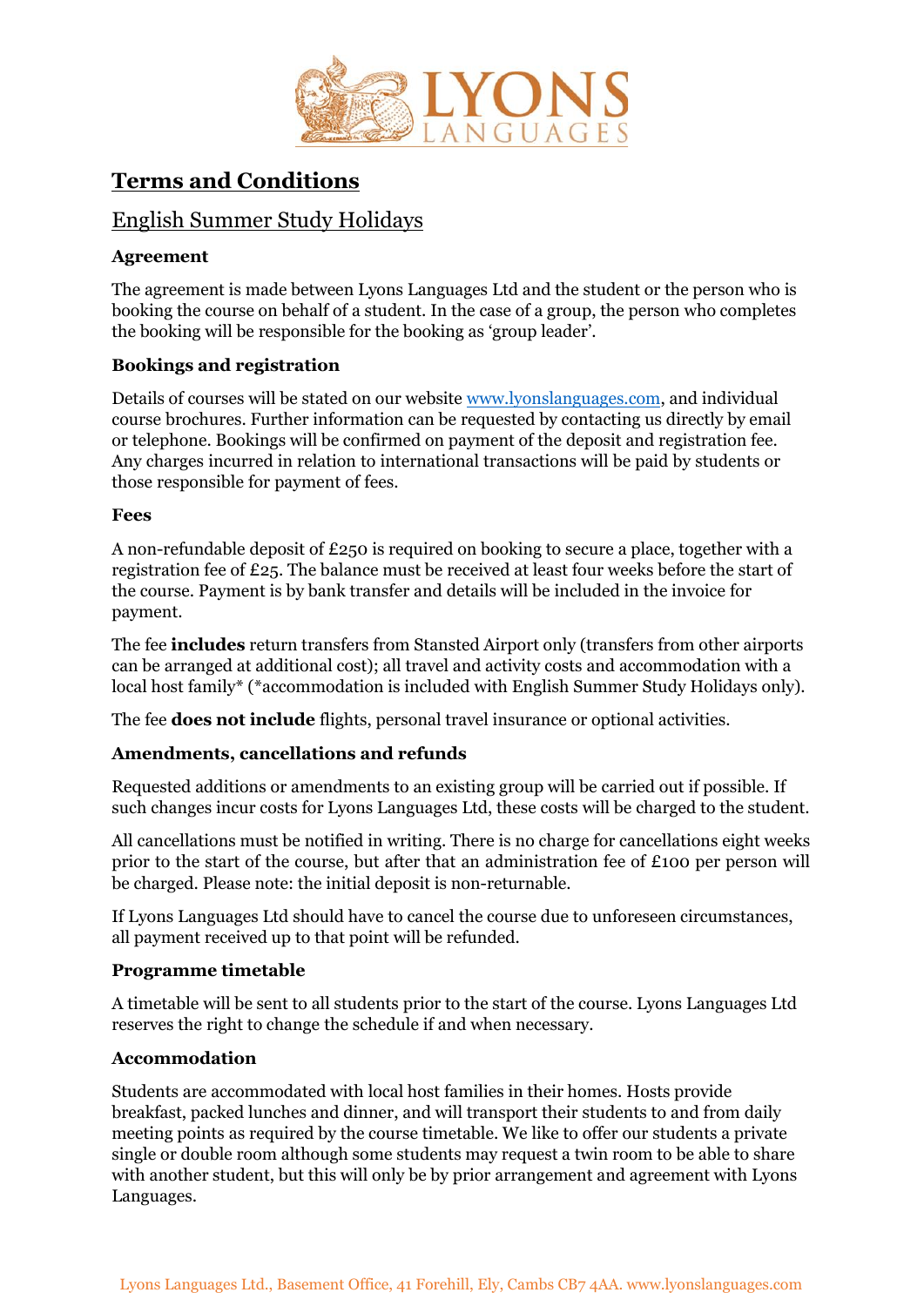# Terms and Conditions

## English Summer Study Holidays

### Agreement

The agreement is made between Lyons Languages Ltd and the student or the person who is booking the course on behalf of a student. In the case of a group, the person who completes the booking will be responsible for the booking as 'group leader'.

### Bookings and registration

Details of courses will be stated on our website www.lyonslanguages.com, and individual course brochures. Further information can be requested by contacting us directly by email or telephone. Bookings will be confirmed on payment of the deposit and registration fee. Any charges incurred in relation to international transactions will be paid by students or those responsible for payment of fees.

### Fees

A non-refundable deposit of £250 is required on booking to secure a place, together with a registration fee of £25. The balance must be received at least four weeks before the start of the course. Payment is by bank transfer and details will be included in the invoice for payment.

The fee **includes** return transfers from Stansted Airport only (transfers from other airports can be arranged at additional cost); all travel and activity costs and accommodation with a local host family* (*accommodation is included with English Summer Study Holidays only).

The fee **does not include** flights, personal travel insurance or optional activities.

### Amendments, cancellations and refunds

Requested additions or amendments to an existing group will be carried out if possible. If such changes incur costs for Lyons Languages Ltd, these costs will be charged to the student.

All cancellations must be notified in writing. There is no charge for cancellations eight weeks prior to the start of the course, but after that an administration fee of £100 per person will be charged. Please note: the initial deposit is non-returnable.

If Lyons Languages Ltd should have to cancel the course due to unforeseen circumstances, all payment received up to that point will be refunded.

### Programme timetable

A timetable will be sent to all students prior to the start of the course. Lyons Languages Ltd reserves the right to change the schedule if and when necessary.

### Accommodation

Students are accommodated with local host families in their homes. Hosts provide breakfast, packed lunches and dinner, and will transport their students to and from daily meeting points as required by the course timetable. We like to offer our students a private single or double room although some students may request a twin room to be able to share with another student, but this will only be by prior arrangement and agreement with Lyons Languages.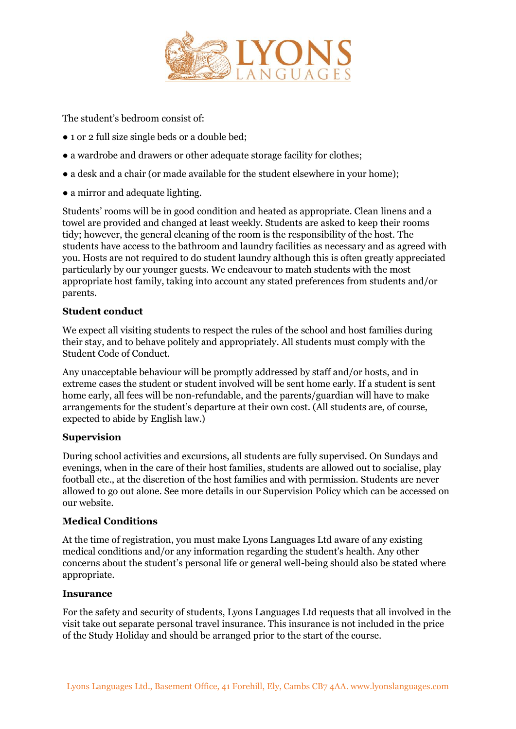The student's bedroom consist of:

● 1 or 2 full size single beds or a double bed;

● a wardrobe and drawers or other adequate storage facility for clothes;

● a desk and a chair (or made available for the student elsewhere in your home);

● a mirror and adequate lighting.

Students' rooms will be in good condition and heated as appropriate. Clean linens and a towel are provided and changed at least weekly. Students are asked to keep their rooms tidy; however, the general cleaning of the room is the responsibility of the host. The students have access to the bathroom and laundry facilities as necessary and as agreed with you. Hosts are not required to do student laundry although this is often greatly appreciated particularly by our younger guests. We endeavour to match students with the most appropriate host family, taking into account any stated preferences from students and/or parents.

**Student conduct**

We expect all visiting students to respect the rules of the school and host families during their stay, and to behave politely and appropriately. All students must comply with the Student Code of Conduct.

Any unacceptable behaviour will be promptly addressed by staff and/or hosts, and in extreme cases the student or student involved will be sent home early. If a student is sent home early, all fees will be non-refundable, and the parents/guardian will have to make arrangements for the student's departure at their own cost. (All students are, of course, expected to abide by English law.)

**Supervision**

During school activities and excursions, all students are fully supervised. On Sundays and evenings, when in the care of their host families, students are allowed out to socialise, play football etc., at the discretion of the host families and with permission. Students are never allowed to go out alone. See more details in our Supervision Policy which can be accessed on our website.

**Medical Conditions**

At the time of registration, you must make Lyons Languages Ltd aware of any existing medical conditions and/or any information regarding the student's health. Any other concerns about the student's personal life or general well-being should also be stated where appropriate.

**Insurance**

For the safety and security of students, Lyons Languages Ltd requests that all involved in the visit take out separate personal travel insurance. This insurance is not included in the price of the Study Holiday and should be arranged prior to the start of the course.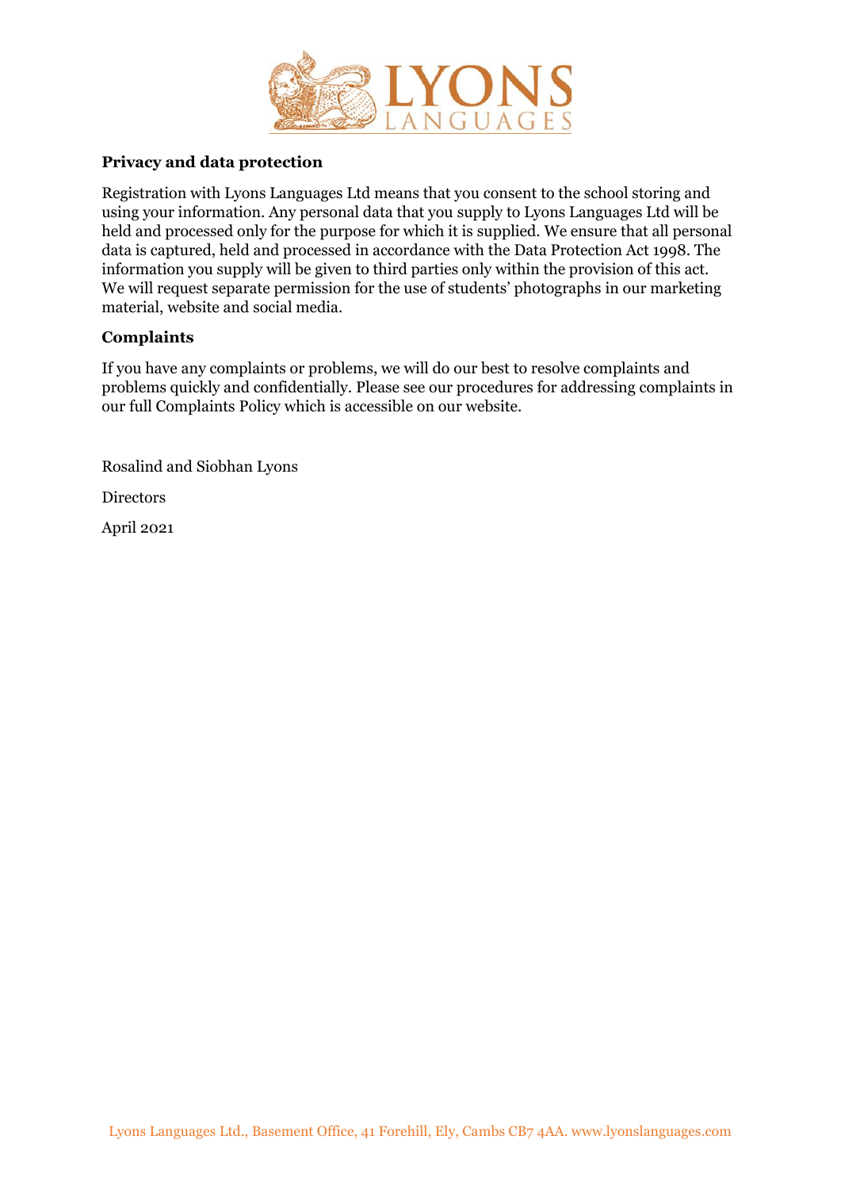**Privacy and data protection**

Registration with Lyons Languages Ltd means that you consent to the school storing and using your information. Any personal data that you supply to Lyons Languages Ltd will be held and processed only for the purpose for which it is supplied. We ensure that all personal data is captured, held and processed in accordance with the Data Protection Act 1998. The information you supply will be given to third parties only within the provision of this act. We will request separate permission for the use of students' photographs in our marketing material, website and social media.

**Complaints**

If you have any complaints or problems, we will do our best to resolve complaints and problems quickly and confidentially. Please see our procedures for addressing complaints in our full Complaints Policy which is accessible on our website.

Rosalind and Siobhan Lyons

Directors

April 2021